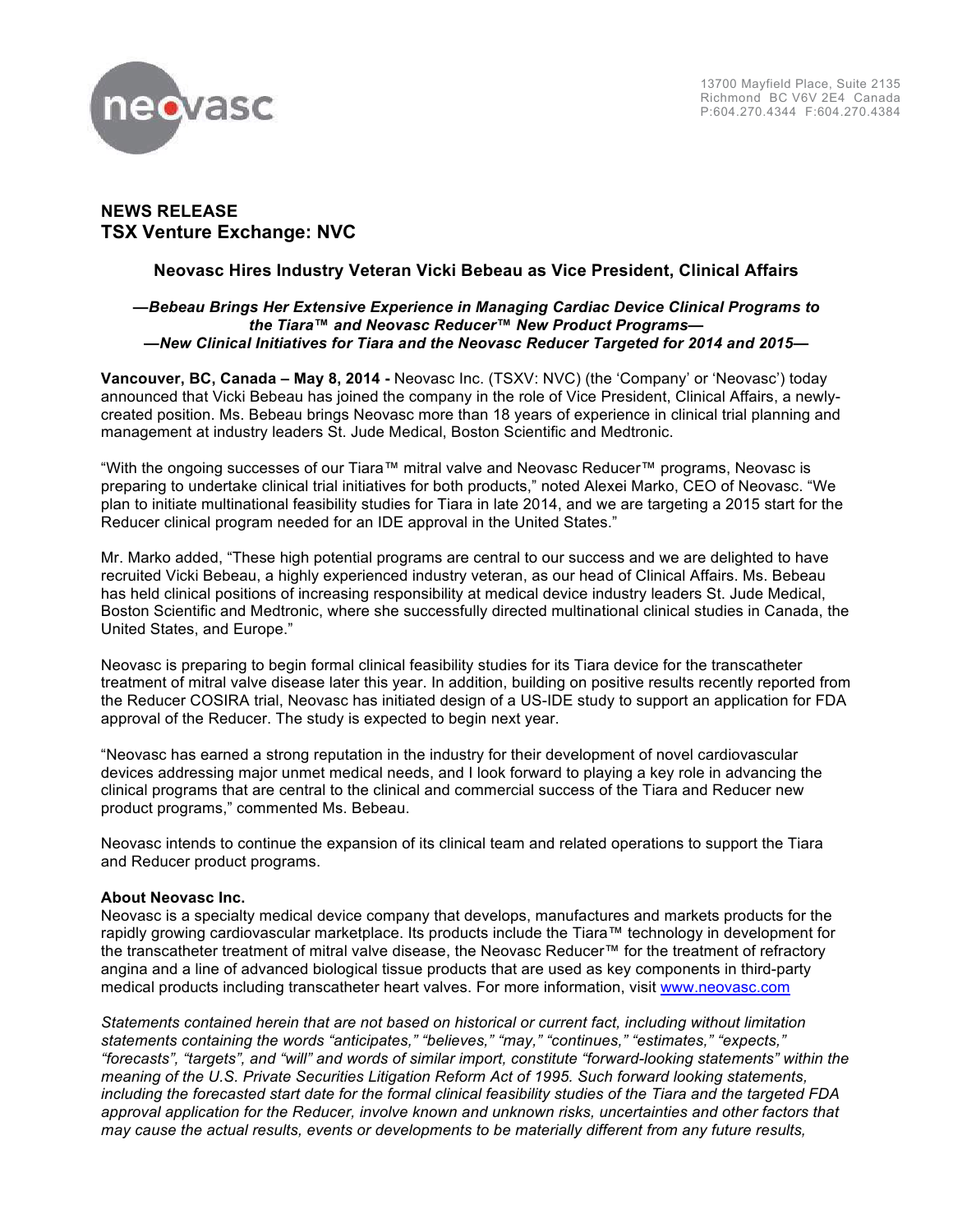13700 Mayfield Place, Suite 2135
Richmond BC V6V 2E4 Canada
P:604.270.4344 F:604.270.4384

## NEWS RELEASE
## TSX Venture Exchange: NVC

### Neovasc Hires Industry Veteran Vicki Bebeau as Vice President, Clinical Affairs

***—Bebeau Brings Her Extensive Experience in Managing Cardiac Device Clinical Programs to the Tiara™ and Neovasc Reducer™ New Product Programs—***
***—New Clinical Initiatives for Tiara and the Neovasc Reducer Targeted for 2014 and 2015—***

**Vancouver, BC, Canada – May 8, 2014 -** Neovasc Inc. (TSXV: NVC) (the 'Company' or 'Neovasc') today announced that Vicki Bebeau has joined the company in the role of Vice President, Clinical Affairs, a newly-created position. Ms. Bebeau brings Neovasc more than 18 years of experience in clinical trial planning and management at industry leaders St. Jude Medical, Boston Scientific and Medtronic.

"With the ongoing successes of our Tiara™ mitral valve and Neovasc Reducer™ programs, Neovasc is preparing to undertake clinical trial initiatives for both products," noted Alexei Marko, CEO of Neovasc. "We plan to initiate multinational feasibility studies for Tiara in late 2014, and we are targeting a 2015 start for the Reducer clinical program needed for an IDE approval in the United States."

Mr. Marko added, "These high potential programs are central to our success and we are delighted to have recruited Vicki Bebeau, a highly experienced industry veteran, as our head of Clinical Affairs. Ms. Bebeau has held clinical positions of increasing responsibility at medical device industry leaders St. Jude Medical, Boston Scientific and Medtronic, where she successfully directed multinational clinical studies in Canada, the United States, and Europe."

Neovasc is preparing to begin formal clinical feasibility studies for its Tiara device for the transcatheter treatment of mitral valve disease later this year. In addition, building on positive results recently reported from the Reducer COSIRA trial, Neovasc has initiated design of a US-IDE study to support an application for FDA approval of the Reducer. The study is expected to begin next year.

"Neovasc has earned a strong reputation in the industry for their development of novel cardiovascular devices addressing major unmet medical needs, and I look forward to playing a key role in advancing the clinical programs that are central to the clinical and commercial success of the Tiara and Reducer new product programs," commented Ms. Bebeau.

Neovasc intends to continue the expansion of its clinical team and related operations to support the Tiara and Reducer product programs.

**About Neovasc Inc.**
Neovasc is a specialty medical device company that develops, manufactures and markets products for the rapidly growing cardiovascular marketplace. Its products include the Tiara™ technology in development for the transcatheter treatment of mitral valve disease, the Neovasc Reducer™ for the treatment of refractory angina and a line of advanced biological tissue products that are used as key components in third-party medical products including transcatheter heart valves. For more information, visit www.neovasc.com

*Statements contained herein that are not based on historical or current fact, including without limitation statements containing the words "anticipates," "believes," "may," "continues," "estimates," "expects," "forecasts", "targets", and "will" and words of similar import, constitute "forward-looking statements" within the meaning of the U.S. Private Securities Litigation Reform Act of 1995. Such forward looking statements, including the forecasted start date for the formal clinical feasibility studies of the Tiara and the targeted FDA approval application for the Reducer, involve known and unknown risks, uncertainties and other factors that may cause the actual results, events or developments to be materially different from any future results,*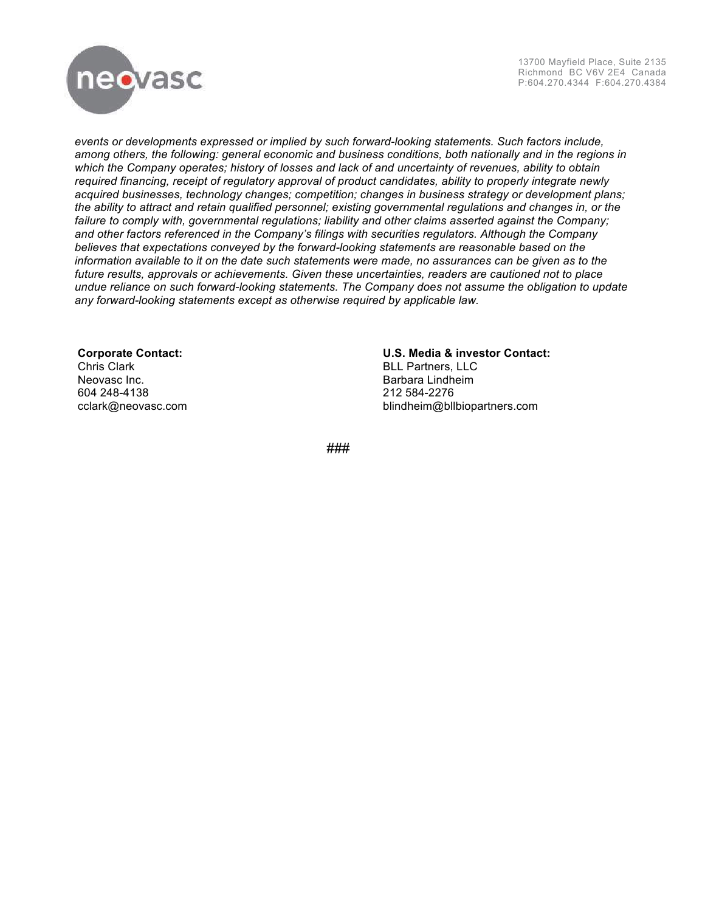*events or developments expressed or implied by such forward-looking statements. Such factors include, among others, the following: general economic and business conditions, both nationally and in the regions in which the Company operates; history of losses and lack of and uncertainty of revenues, ability to obtain required financing, receipt of regulatory approval of product candidates, ability to properly integrate newly acquired businesses, technology changes; competition; changes in business strategy or development plans; the ability to attract and retain qualified personnel; existing governmental regulations and changes in, or the failure to comply with, governmental regulations; liability and other claims asserted against the Company; and other factors referenced in the Company's filings with securities regulators. Although the Company believes that expectations conveyed by the forward-looking statements are reasonable based on the information available to it on the date such statements were made, no assurances can be given as to the future results, approvals or achievements. Given these uncertainties, readers are cautioned not to place undue reliance on such forward-looking statements. The Company does not assume the obligation to update any forward-looking statements except as otherwise required by applicable law.*

**Corporate Contact:**
Chris Clark
Neovasc Inc.
604 248-4138
cclark@neovasc.com

**U.S. Media & investor Contact:**
BLL Partners, LLC
Barbara Lindheim
212 584-2276
blindheim@bllbiopartners.com

###